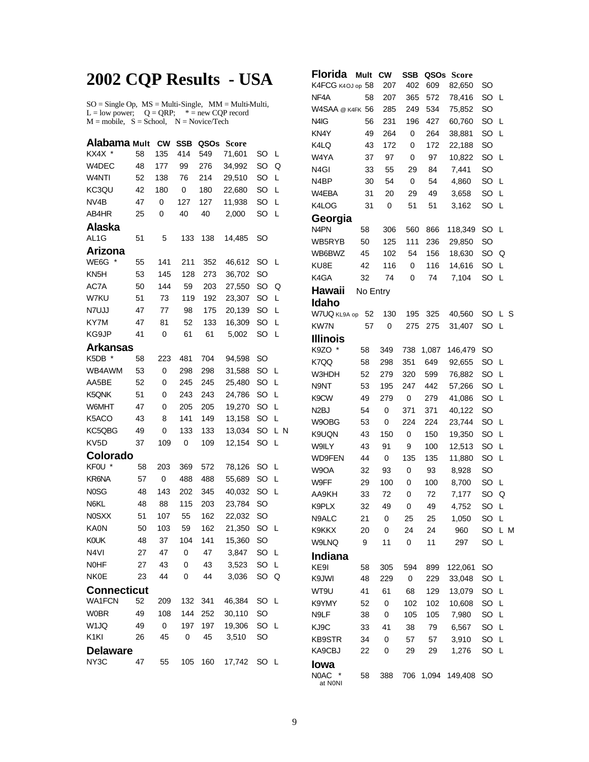# 2002 CQP Results - USA

SO = Single Op, MS = Multi-Single, MM = Multi-Multi,
L = low power; Q = QRP; * = new CQP record
M = mobile, S = School, N = Novice/Tech

## Alabama

| Call | Mult | CW | SSB | QSOs | Score | | |
|---|---|---|---|---|---|---|---|
| KX4X * | 58 | 135 | 414 | 549 | 71,601 | SO | L |
| W4DEC | 48 | 177 | 99 | 276 | 34,992 | SO | Q |
| W4NTI | 52 | 138 | 76 | 214 | 29,510 | SO | L |
| KC3QU | 42 | 180 | 0 | 180 | 22,680 | SO | L |
| NV4B | 47 | 0 | 127 | 127 | 11,938 | SO | L |
| AB4HR | 25 | 0 | 40 | 40 | 2,000 | SO | L |

## Alaska

| Call | Mult | CW | SSB | QSOs | Score | | |
|---|---|---|---|---|---|---|---|
| AL1G | 51 | 5 | 133 | 138 | 14,485 | SO | |

## Arizona

| Call | Mult | CW | SSB | QSOs | Score | | |
|---|---|---|---|---|---|---|---|
| WE6G * | 55 | 141 | 211 | 352 | 46,612 | SO | L |
| KN5H | 53 | 145 | 128 | 273 | 36,702 | SO | |
| AC7A | 50 | 144 | 59 | 203 | 27,550 | SO | Q |
| W7KU | 51 | 73 | 119 | 192 | 23,307 | SO | L |
| N7UJJ | 47 | 77 | 98 | 175 | 20,139 | SO | L |
| KY7M | 47 | 81 | 52 | 133 | 16,309 | SO | L |
| KG9JP | 41 | 0 | 61 | 61 | 5,002 | SO | L |

## Arkansas

| Call | Mult | CW | SSB | QSOs | Score | | |
|---|---|---|---|---|---|---|---|
| K5DB * | 58 | 223 | 481 | 704 | 94,598 | SO | |
| WB4AWM | 53 | 0 | 298 | 298 | 31,588 | SO | L |
| AA5BE | 52 | 0 | 245 | 245 | 25,480 | SO | L |
| K5QNK | 51 | 0 | 243 | 243 | 24,786 | SO | L |
| W6MHT | 47 | 0 | 205 | 205 | 19,270 | SO | L |
| K5ACO | 43 | 8 | 141 | 149 | 13,158 | SO | L |
| KC5QBG | 49 | 0 | 133 | 133 | 13,034 | SO | L N |
| KV5D | 37 | 109 | 0 | 109 | 12,154 | SO | L |

## Colorado

| Call | Mult | CW | SSB | QSOs | Score | | |
|---|---|---|---|---|---|---|---|
| KF0U * | 58 | 203 | 369 | 572 | 78,126 | SO | L |
| KR6NA | 57 | 0 | 488 | 488 | 55,689 | SO | L |
| N0SG | 48 | 143 | 202 | 345 | 40,032 | SO | L |
| N6KL | 48 | 88 | 115 | 203 | 23,784 | SO | |
| N0SXX | 51 | 107 | 55 | 162 | 22,032 | SO | |
| KA0N | 50 | 103 | 59 | 162 | 21,350 | SO | L |
| K0UK | 48 | 37 | 104 | 141 | 15,360 | SO | |
| N4VI | 27 | 47 | 0 | 47 | 3,847 | SO | L |
| N0HF | 27 | 43 | 0 | 43 | 3,523 | SO | L |
| NK0E | 23 | 44 | 0 | 44 | 3,036 | SO | Q |

## Connecticut

| Call | Mult | CW | SSB | QSOs | Score | | |
|---|---|---|---|---|---|---|---|
| WA1FCN | 52 | 209 | 132 | 341 | 46,384 | SO | L |
| W0BR | 49 | 108 | 144 | 252 | 30,110 | SO | |
| W1JQ | 49 | 0 | 197 | 197 | 19,306 | SO | L |
| K1KI | 26 | 45 | 0 | 45 | 3,510 | SO | |

## Delaware

| Call | Mult | CW | SSB | QSOs | Score | | |
|---|---|---|---|---|---|---|---|
| NY3C | 47 | 55 | 105 | 160 | 17,742 | SO | L |

## Florida

| Call | Mult | CW | SSB | QSOs | Score | | |
|---|---|---|---|---|---|---|---|
| K4FCG K4OJ op | 58 | 207 | 402 | 609 | 82,650 | SO | |
| NF4A | 58 | 207 | 365 | 572 | 78,416 | SO | L |
| W4SAA @ K4FK | 56 | 285 | 249 | 534 | 75,852 | SO | |
| N4IG | 56 | 231 | 196 | 427 | 60,760 | SO | L |
| KN4Y | 49 | 264 | 0 | 264 | 38,881 | SO | L |
| K4LQ | 43 | 172 | 0 | 172 | 22,188 | SO | |
| W4YA | 37 | 97 | 0 | 97 | 10,822 | SO | L |
| N4GI | 33 | 55 | 29 | 84 | 7,441 | SO | |
| N4BP | 30 | 54 | 0 | 54 | 4,860 | SO | L |
| W4EBA | 31 | 20 | 29 | 49 | 3,658 | SO | L |
| K4LOG | 31 | 0 | 51 | 51 | 3,162 | SO | L |

## Georgia

| Call | Mult | CW | SSB | QSOs | Score | | |
|---|---|---|---|---|---|---|---|
| N4PN | 58 | 306 | 560 | 866 | 118,349 | SO | L |
| WB5RYB | 50 | 125 | 111 | 236 | 29,850 | SO | |
| WB6BWZ | 45 | 102 | 54 | 156 | 18,630 | SO | Q |
| KU8E | 42 | 116 | 0 | 116 | 14,616 | SO | L |
| K4GA | 32 | 74 | 0 | 74 | 7,104 | SO | L |

## Hawaii

No Entry

## Idaho

| Call | Mult | CW | SSB | QSOs | Score | | |
|---|---|---|---|---|---|---|---|
| W7UQ KL9A op | 52 | 130 | 195 | 325 | 40,560 | SO | L S |
| KW7N | 57 | 0 | 275 | 275 | 31,407 | SO | L |

## Illinois

| Call | Mult | CW | SSB | QSOs | Score | | |
|---|---|---|---|---|---|---|---|
| K9ZO * | 58 | 349 | 738 | 1,087 | 146,479 | SO | |
| K7QQ | 58 | 298 | 351 | 649 | 92,655 | SO | L |
| W3HDH | 52 | 279 | 320 | 599 | 76,882 | SO | L |
| N9NT | 53 | 195 | 247 | 442 | 57,266 | SO | L |
| K9CW | 49 | 279 | 0 | 279 | 41,086 | SO | L |
| N2BJ | 54 | 0 | 371 | 371 | 40,122 | SO | |
| W9OBG | 53 | 0 | 224 | 224 | 23,744 | SO | L |
| K9UQN | 43 | 150 | 0 | 150 | 19,350 | SO | L |
| W9ILY | 43 | 91 | 9 | 100 | 12,513 | SO | L |
| WD9FEN | 44 | 0 | 135 | 135 | 11,880 | SO | L |
| W9OA | 32 | 93 | 0 | 93 | 8,928 | SO | |
| W9FF | 29 | 100 | 0 | 100 | 8,700 | SO | L |
| AA9KH | 33 | 72 | 0 | 72 | 7,177 | SO | Q |
| K9PLX | 32 | 49 | 0 | 49 | 4,752 | SO | L |
| N9ALC | 21 | 0 | 25 | 25 | 1,050 | SO | L |
| K9KKX | 20 | 0 | 24 | 24 | 960 | SO | L M |
| W9LNQ | 9 | 11 | 0 | 11 | 297 | SO | L |

## Indiana

| Call | Mult | CW | SSB | QSOs | Score | | |
|---|---|---|---|---|---|---|---|
| KE9I | 58 | 305 | 594 | 899 | 122,061 | SO | |
| K9JWI | 48 | 229 | 0 | 229 | 33,048 | SO | L |
| WT9U | 41 | 61 | 68 | 129 | 13,079 | SO | L |
| K9YMY | 52 | 0 | 102 | 102 | 10,608 | SO | L |
| N9LF | 38 | 0 | 105 | 105 | 7,980 | SO | L |
| KJ9C | 33 | 41 | 38 | 79 | 6,567 | SO | L |
| KB9STR | 34 | 0 | 57 | 57 | 3,910 | SO | L |
| KA9CBJ | 22 | 0 | 29 | 29 | 1,276 | SO | L |

## Iowa

| Call | Mult | CW | SSB | QSOs | Score | | |
|---|---|---|---|---|---|---|---|
| N0AC * at N0NI | 58 | 388 | 706 | 1,094 | 149,408 | SO | |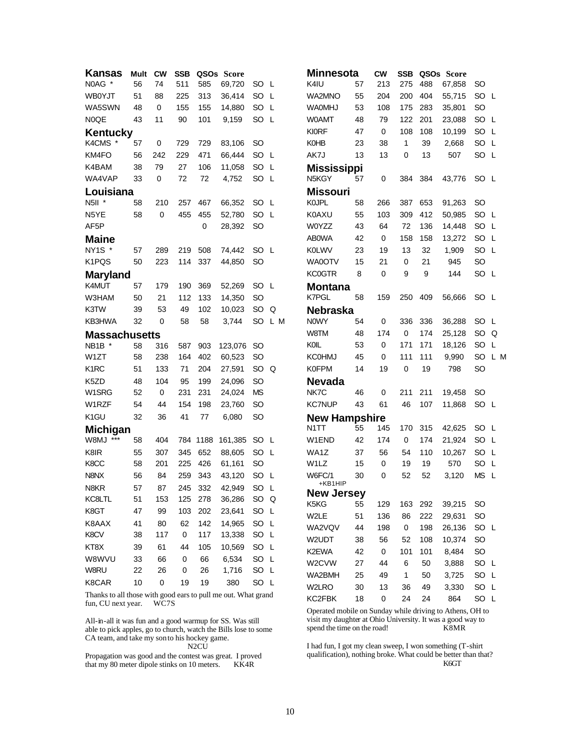## Kansas

| Call | Mult | CW | SSB | QSOs | Score | | |
|---|---|---|---|---|---|---|---|
| N0AG * | 56 | 74 | 511 | 585 | 69,720 | SO | L |
| WB0YJT | 51 | 88 | 225 | 313 | 36,414 | SO | L |
| WA5SWN | 48 | 0 | 155 | 155 | 14,880 | SO | L |
| N0QE | 43 | 11 | 90 | 101 | 9,159 | SO | L |

## Kentucky

| Call | Mult | CW | SSB | QSOs | Score | | |
|---|---|---|---|---|---|---|---|
| K4CMS * | 57 | 0 | 729 | 729 | 83,106 | SO | |
| KM4FO | 56 | 242 | 229 | 471 | 66,444 | SO | L |
| K4BAM | 38 | 79 | 27 | 106 | 11,058 | SO | L |
| WA4VAP | 33 | 0 | 72 | 72 | 4,752 | SO | L |

## Louisiana

| Call | Mult | CW | SSB | QSOs | Score | | |
|---|---|---|---|---|---|---|---|
| N5II * | 58 | 210 | 257 | 467 | 66,352 | SO | L |
| N5YE | 58 | 0 | 455 | 455 | 52,780 | SO | L |
| AF5P | | | | 0 | 28,392 | SO | |

## Maine

| Call | Mult | CW | SSB | QSOs | Score | | |
|---|---|---|---|---|---|---|---|
| NY1S * | 57 | 289 | 219 | 508 | 74,442 | SO | L |
| K1PQS | 50 | 223 | 114 | 337 | 44,850 | SO | |

## Maryland

| Call | Mult | CW | SSB | QSOs | Score | | |
|---|---|---|---|---|---|---|---|
| K4MUT | 57 | 179 | 190 | 369 | 52,269 | SO | L |
| W3HAM | 50 | 21 | 112 | 133 | 14,350 | SO | |
| K3TW | 39 | 53 | 49 | 102 | 10,023 | SO | Q |
| KB3HWA | 32 | 0 | 58 | 58 | 3,744 | SO | L M |

## Massachusetts

| Call | Mult | CW | SSB | QSOs | Score | | |
|---|---|---|---|---|---|---|---|
| NB1B * | 58 | 316 | 587 | 903 | 123,076 | SO | |
| W1ZT | 58 | 238 | 164 | 402 | 60,523 | SO | |
| K1RC | 51 | 133 | 71 | 204 | 27,591 | SO | Q |
| K5ZD | 48 | 104 | 95 | 199 | 24,096 | SO | |
| W1SRG | 52 | 0 | 231 | 231 | 24,024 | MS | |
| W1RZF | 54 | 44 | 154 | 198 | 23,760 | SO | |
| K1GU | 32 | 36 | 41 | 77 | 6,080 | SO | |

## Michigan

| Call | Mult | CW | SSB | QSOs | Score | | |
|---|---|---|---|---|---|---|---|
| W8MJ *** | 58 | 404 | 784 | 1188 | 161,385 | SO | L |
| K8IR | 55 | 307 | 345 | 652 | 88,605 | SO | L |
| K8CC | 58 | 201 | 225 | 426 | 61,161 | SO | |
| N8NX | 56 | 84 | 259 | 343 | 43,120 | SO | L |
| N8KR | 57 | 87 | 245 | 332 | 42,949 | SO | L |
| KC8LTL | 51 | 153 | 125 | 278 | 36,286 | SO | Q |
| K8GT | 47 | 99 | 103 | 202 | 23,641 | SO | L |
| K8AAX | 41 | 80 | 62 | 142 | 14,965 | SO | L |
| K8CV | 38 | 117 | 0 | 117 | 13,338 | SO | L |
| KT8X | 39 | 61 | 44 | 105 | 10,569 | SO | L |
| W8WVU | 33 | 66 | 0 | 66 | 6,534 | SO | L |
| W8RU | 22 | 26 | 0 | 26 | 1,716 | SO | L |
| K8CAR | 10 | 0 | 19 | 19 | 380 | SO | L |

Thanks to all those with good ears to pull me out. What grand fun, CU next year. WC7S

All-in-all it was fun and a good warmup for SS. Was still able to pick apples, go to church, watch the Bills lose to some CA team, and take my son to his hockey game. N2CU

Propagation was good and the contest was great. I proved that my 80 meter dipole stinks on 10 meters. KK4R

## Minnesota

| Call | Mult | CW | SSB | QSOs | Score | | |
|---|---|---|---|---|---|---|---|
| K4IU | 57 | 213 | 275 | 488 | 67,858 | SO | |
| WA2MNO | 55 | 204 | 200 | 404 | 55,715 | SO | L |
| WA0MHJ | 53 | 108 | 175 | 283 | 35,801 | SO | |
| W0AMT | 48 | 79 | 122 | 201 | 23,088 | SO | L |
| KI0RF | 47 | 0 | 108 | 108 | 10,199 | SO | L |
| K0HB | 23 | 38 | 1 | 39 | 2,668 | SO | L |
| AK7J | 13 | 13 | 0 | 13 | 507 | SO | L |

## Mississippi

| Call | Mult | CW | SSB | QSOs | Score | | |
|---|---|---|---|---|---|---|---|
| N5KGY | 57 | 0 | 384 | 384 | 43,776 | SO | L |

## Missouri

| Call | Mult | CW | SSB | QSOs | Score | | |
|---|---|---|---|---|---|---|---|
| K0JPL | 58 | 266 | 387 | 653 | 91,263 | SO | |
| K0AXU | 55 | 103 | 309 | 412 | 50,985 | SO | L |
| W0YZZ | 43 | 64 | 72 | 136 | 14,448 | SO | L |
| AB0WA | 42 | 0 | 158 | 158 | 13,272 | SO | L |
| K0LWV | 23 | 19 | 13 | 32 | 1,909 | SO | L |
| WA0OTV | 15 | 21 | 0 | 21 | 945 | SO | |
| KC0GTR | 8 | 0 | 9 | 9 | 144 | SO | L |

## Montana

| Call | Mult | CW | SSB | QSOs | Score | | |
|---|---|---|---|---|---|---|---|
| K7PGL | 58 | 159 | 250 | 409 | 56,666 | SO | L |

## Nebraska

| Call | Mult | CW | SSB | QSOs | Score | | |
|---|---|---|---|---|---|---|---|
| N0WY | 54 | 0 | 336 | 336 | 36,288 | SO | L |
| W8TM | 48 | 174 | 0 | 174 | 25,128 | SO | Q |
| K0IL | 53 | 0 | 171 | 171 | 18,126 | SO | L |
| KC0HMJ | 45 | 0 | 111 | 111 | 9,990 | SO | L M |
| K0FPM | 14 | 19 | 0 | 19 | 798 | SO | |

## Nevada

| Call | Mult | CW | SSB | QSOs | Score | | |
|---|---|---|---|---|---|---|---|
| NK7C | 46 | 0 | 211 | 211 | 19,458 | SO | |
| KC7NUP | 43 | 61 | 46 | 107 | 11,868 | SO | L |

## New Hampshire

| Call | Mult | CW | SSB | QSOs | Score | | |
|---|---|---|---|---|---|---|---|
| N1TT | 55 | 145 | 170 | 315 | 42,625 | SO | L |
| W1END | 42 | 174 | 0 | 174 | 21,924 | SO | L |
| WA1Z | 37 | 56 | 54 | 110 | 10,267 | SO | L |
| W1LZ | 15 | 0 | 19 | 19 | 570 | SO | L |
| W6FC/1 +KB1HIP | 30 | 0 | 52 | 52 | 3,120 | MS | L |

## New Jersey

| Call | Mult | CW | SSB | QSOs | Score | | |
|---|---|---|---|---|---|---|---|
| K5KG | 55 | 129 | 163 | 292 | 39,215 | SO | |
| W2LE | 51 | 136 | 86 | 222 | 29,631 | SO | |
| WA2VQV | 44 | 198 | 0 | 198 | 26,136 | SO | L |
| W2UDT | 38 | 56 | 52 | 108 | 10,374 | SO | |
| K2EWA | 42 | 0 | 101 | 101 | 8,484 | SO | |
| W2CVW | 27 | 44 | 6 | 50 | 3,888 | SO | L |
| WA2BMH | 25 | 49 | 1 | 50 | 3,725 | SO | L |
| W2LRO | 30 | 13 | 36 | 49 | 3,330 | SO | L |
| KC2FBK | 18 | 0 | 24 | 24 | 864 | SO | L |

Operated mobile on Sunday while driving to Athens, OH to visit my daughter at Ohio University. It was a good way to spend the time on the road! K8MR

I had fun, I got my clean sweep, I won something (T-shirt qualification), nothing broke. What could be better than that? K6GT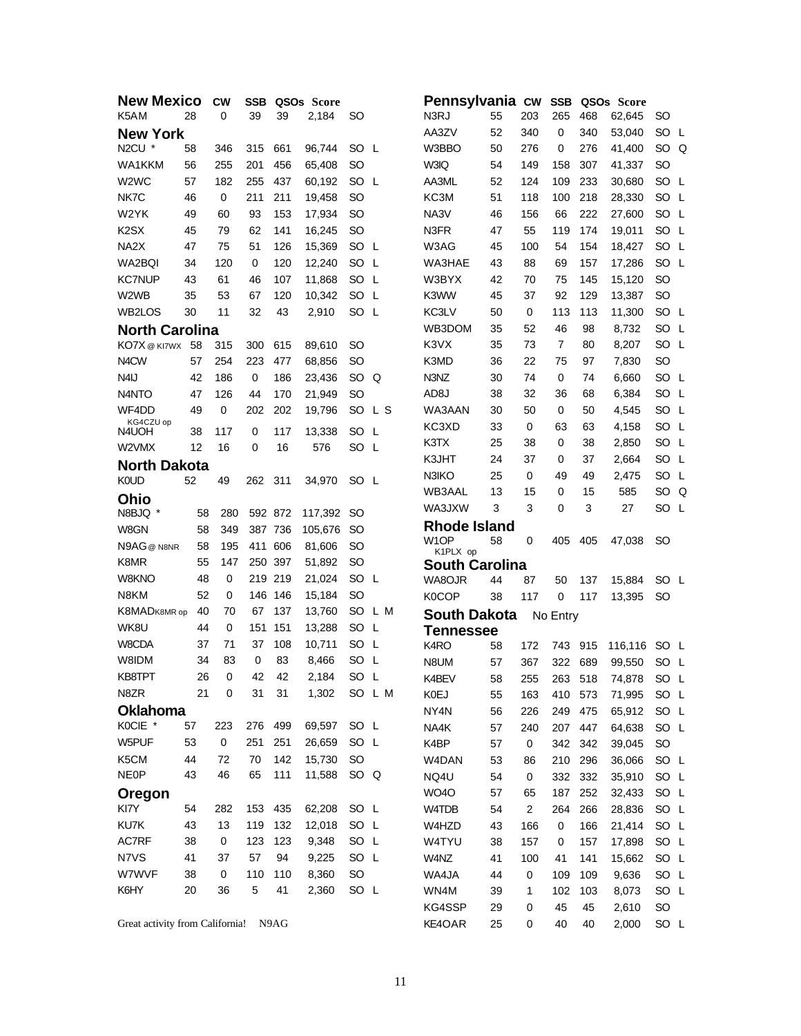## New Mexico

| Call | CW | SSB | QSOs | Score | | |
|---|---|---|---|---|---|---|
| K5AM | 28 | 0 | 39 | 39 | 2,184 | SO |

## New York

| Call | | CW | SSB | QSOs | Score | | |
|---|---|---|---|---|---|---|---|
| N2CU * | 58 | 346 | 315 | 661 | 96,744 | SO | L |
| WA1KKM | 56 | 255 | 201 | 456 | 65,408 | SO | |
| W2WC | 57 | 182 | 255 | 437 | 60,192 | SO | L |
| NK7C | 46 | 0 | 211 | 211 | 19,458 | SO | |
| W2YK | 49 | 60 | 93 | 153 | 17,934 | SO | |
| K2SX | 45 | 79 | 62 | 141 | 16,245 | SO | |
| NA2X | 47 | 75 | 51 | 126 | 15,369 | SO | L |
| WA2BQI | 34 | 120 | 0 | 120 | 12,240 | SO | L |
| KC7NUP | 43 | 61 | 46 | 107 | 11,868 | SO | L |
| W2WB | 35 | 53 | 67 | 120 | 10,342 | SO | L |
| WB2LOS | 30 | 11 | 32 | 43 | 2,910 | SO | L |

## North Carolina

| Call | | CW | SSB | QSOs | Score | | |
|---|---|---|---|---|---|---|---|
| KO7X @ KI7WX | 58 | 315 | 300 | 615 | 89,610 | SO | |
| N4CW | 57 | 254 | 223 | 477 | 68,856 | SO | |
| N4IJ | 42 | 186 | 0 | 186 | 23,436 | SO | Q |
| N4NTO | 47 | 126 | 44 | 170 | 21,949 | SO | |
| WF4DD | 49 | 0 | 202 | 202 | 19,796 | SO | L S |
| N4UOH (KG4CZU op) | 38 | 117 | 0 | 117 | 13,338 | SO | L |
| W2VMX | 12 | 16 | 0 | 16 | 576 | SO | L |

## North Dakota

| Call | | CW | SSB | QSOs | Score | | |
|---|---|---|---|---|---|---|---|
| K0UD | 52 | 49 | 262 | 311 | 34,970 | SO | L |

## Ohio

| Call | | CW | SSB | QSOs | Score | | |
|---|---|---|---|---|---|---|---|
| N8BJQ * | 58 | 280 | 592 | 872 | 117,392 | SO | |
| W8GN | 58 | 349 | 387 | 736 | 105,676 | SO | |
| N9AG @ N8NR | 58 | 195 | 411 | 606 | 81,606 | SO | |
| K8MR | 55 | 147 | 250 | 397 | 51,892 | SO | |
| W8KNO | 48 | 0 | 219 | 219 | 21,024 | SO | L |
| N8KM | 52 | 0 | 146 | 146 | 15,184 | SO | |
| K8MAD K8MR op | 40 | 70 | 67 | 137 | 13,760 | SO | L M |
| WK8U | 44 | 0 | 151 | 151 | 13,288 | SO | L |
| W8CDA | 37 | 71 | 37 | 108 | 10,711 | SO | L |
| W8IDM | 34 | 83 | 0 | 83 | 8,466 | SO | L |
| KB8TPT | 26 | 0 | 42 | 42 | 2,184 | SO | L |
| N8ZR | 21 | 0 | 31 | 31 | 1,302 | SO | L M |

## Oklahoma

| Call | | CW | SSB | QSOs | Score | | |
|---|---|---|---|---|---|---|---|
| K0CIE * | 57 | 223 | 276 | 499 | 69,597 | SO | L |
| W5PUF | 53 | 0 | 251 | 251 | 26,659 | SO | L |
| K5CM | 44 | 72 | 70 | 142 | 15,730 | SO | |
| NE0P | 43 | 46 | 65 | 111 | 11,588 | SO | Q |

## Oregon

| Call | | CW | SSB | QSOs | Score | | |
|---|---|---|---|---|---|---|---|
| KI7Y | 54 | 282 | 153 | 435 | 62,208 | SO | L |
| KU7K | 43 | 13 | 119 | 132 | 12,018 | SO | L |
| AC7RF | 38 | 0 | 123 | 123 | 9,348 | SO | L |
| N7VS | 41 | 37 | 57 | 94 | 9,225 | SO | L |
| W7WVF | 38 | 0 | 110 | 110 | 8,360 | SO | |
| K6HY | 20 | 36 | 5 | 41 | 2,360 | SO | L |

Great activity from California! N9AG

## Pennsylvania

| Call | | CW | SSB | QSOs | Score | | |
|---|---|---|---|---|---|---|---|
| N3RJ | 55 | 203 | 265 | 468 | 62,645 | SO | |
| AA3ZV | 52 | 340 | 0 | 340 | 53,040 | SO | L |
| W3BBO | 50 | 276 | 0 | 276 | 41,400 | SO | Q |
| W3IQ | 54 | 149 | 158 | 307 | 41,337 | SO | |
| AA3ML | 52 | 124 | 109 | 233 | 30,680 | SO | L |
| KC3M | 51 | 118 | 100 | 218 | 28,330 | SO | L |
| NA3V | 46 | 156 | 66 | 222 | 27,600 | SO | L |
| N3FR | 47 | 55 | 119 | 174 | 19,011 | SO | L |
| W3AG | 45 | 100 | 54 | 154 | 18,427 | SO | L |
| WA3HAE | 43 | 88 | 69 | 157 | 17,286 | SO | L |
| W3BYX | 42 | 70 | 75 | 145 | 15,120 | SO | |
| K3WW | 45 | 37 | 92 | 129 | 13,387 | SO | |
| KC3LV | 50 | 0 | 113 | 113 | 11,300 | SO | L |
| WB3DOM | 35 | 52 | 46 | 98 | 8,732 | SO | L |
| K3VX | 35 | 73 | 7 | 80 | 8,207 | SO | L |
| K3MD | 36 | 22 | 75 | 97 | 7,830 | SO | |
| N3NZ | 30 | 74 | 0 | 74 | 6,660 | SO | L |
| AD8J | 38 | 32 | 36 | 68 | 6,384 | SO | L |
| WA3AAN | 30 | 50 | 0 | 50 | 4,545 | SO | L |
| KC3XD | 33 | 0 | 63 | 63 | 4,158 | SO | L |
| K3TX | 25 | 38 | 0 | 38 | 2,850 | SO | L |
| K3JHT | 24 | 37 | 0 | 37 | 2,664 | SO | L |
| N3IKO | 25 | 0 | 49 | 49 | 2,475 | SO | L |
| WB3AAL | 13 | 15 | 0 | 15 | 585 | SO | Q |
| WA3JXW | 3 | 3 | 0 | 3 | 27 | SO | L |

## Rhode Island

| Call | | CW | SSB | QSOs | Score | | |
|---|---|---|---|---|---|---|---|
| W1OP (K1PLX op) | 58 | 0 | 405 | 405 | 47,038 | SO | |

## South Carolina

| Call | | CW | SSB | QSOs | Score | | |
|---|---|---|---|---|---|---|---|
| WA8OJR | 44 | 87 | 50 | 137 | 15,884 | SO | L |
| K0COP | 38 | 117 | 0 | 117 | 13,395 | SO | |

## South Dakota

No Entry

## Tennessee

| Call | | CW | SSB | QSOs | Score | | |
|---|---|---|---|---|---|---|---|
| K4RO | 58 | 172 | 743 | 915 | 116,116 | SO | L |
| N8UM | 57 | 367 | 322 | 689 | 99,550 | SO | L |
| K4BEV | 58 | 255 | 263 | 518 | 74,878 | SO | L |
| K0EJ | 55 | 163 | 410 | 573 | 71,995 | SO | L |
| NY4N | 56 | 226 | 249 | 475 | 65,912 | SO | L |
| NA4K | 57 | 240 | 207 | 447 | 64,638 | SO | L |
| K4BP | 57 | 0 | 342 | 342 | 39,045 | SO | |
| W4DAN | 53 | 86 | 210 | 296 | 36,066 | SO | L |
| NQ4U | 54 | 0 | 332 | 332 | 35,910 | SO | L |
| WO4O | 57 | 65 | 187 | 252 | 32,433 | SO | L |
| W4TDB | 54 | 2 | 264 | 266 | 28,836 | SO | L |
| W4HZD | 43 | 166 | 0 | 166 | 21,414 | SO | L |
| W4TYU | 38 | 157 | 0 | 157 | 17,898 | SO | L |
| W4NZ | 41 | 100 | 41 | 141 | 15,662 | SO | L |
| WA4JA | 44 | 0 | 109 | 109 | 9,636 | SO | L |
| WN4M | 39 | 1 | 102 | 103 | 8,073 | SO | L |
| KG4SSP | 29 | 0 | 45 | 45 | 2,610 | SO | |
| KE4OAR | 25 | 0 | 40 | 40 | 2,000 | SO | L |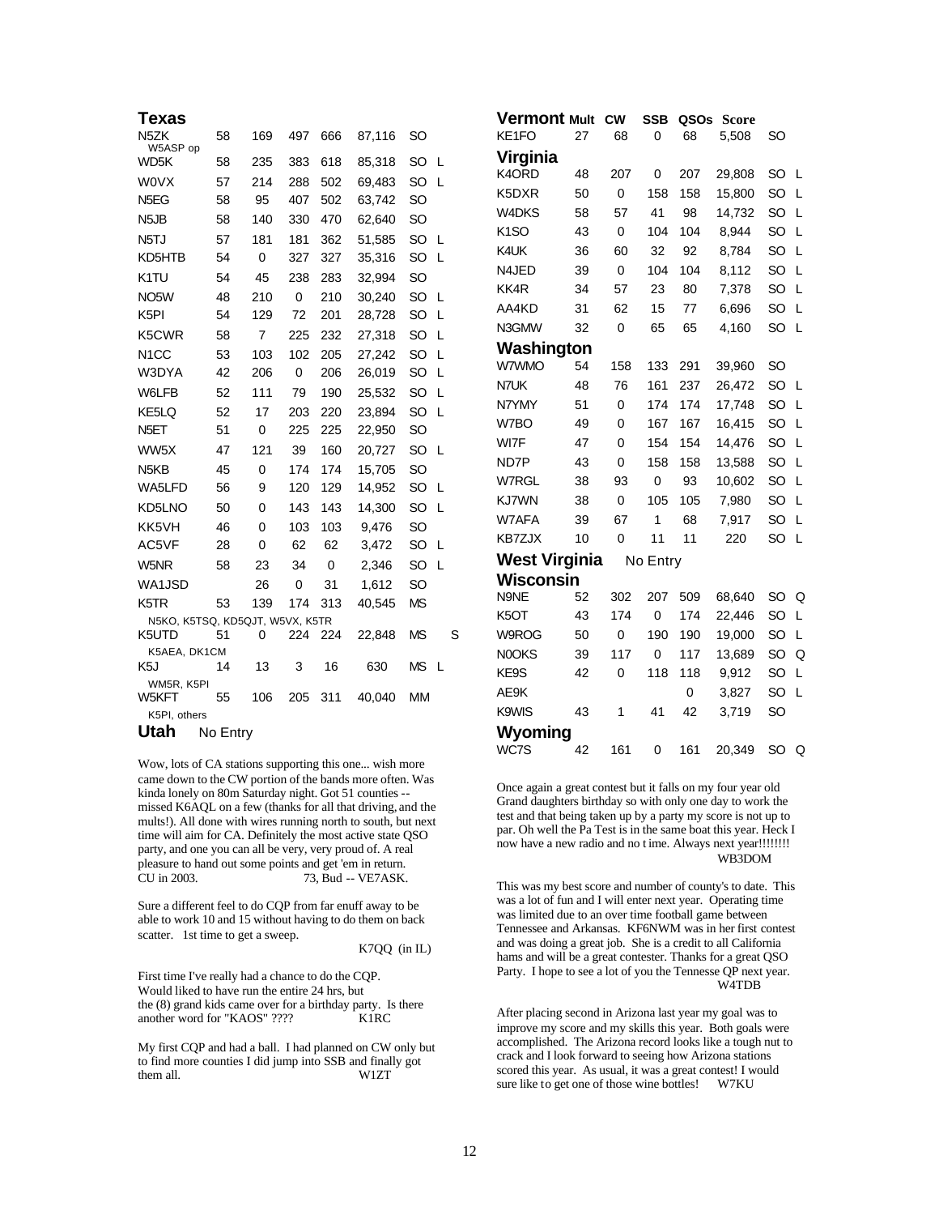## Texas

| | | | | | | | |
|---|---|---|---|---|---|---|---|
| N5ZK | 58 | 169 | 497 | 666 | 87,116 | SO | |
| W5ASP op | | | | | | | |
| WD5K | 58 | 235 | 383 | 618 | 85,318 | SO | L |
| W0VX | 57 | 214 | 288 | 502 | 69,483 | SO | L |
| N5EG | 58 | 95 | 407 | 502 | 63,742 | SO | |
| N5JB | 58 | 140 | 330 | 470 | 62,640 | SO | |
| N5TJ | 57 | 181 | 181 | 362 | 51,585 | SO | L |
| KD5HTB | 54 | 0 | 327 | 327 | 35,316 | SO | L |
| K1TU | 54 | 45 | 238 | 283 | 32,994 | SO | |
| NO5W | 48 | 210 | 0 | 210 | 30,240 | SO | L |
| K5PI | 54 | 129 | 72 | 201 | 28,728 | SO | L |
| K5CWR | 58 | 7 | 225 | 232 | 27,318 | SO | L |
| N1CC | 53 | 103 | 102 | 205 | 27,242 | SO | L |
| W3DYA | 42 | 206 | 0 | 206 | 26,019 | SO | L |
| W6LFB | 52 | 111 | 79 | 190 | 25,532 | SO | L |
| KE5LQ | 52 | 17 | 203 | 220 | 23,894 | SO | L |
| N5ET | 51 | 0 | 225 | 225 | 22,950 | SO | |
| WW5X | 47 | 121 | 39 | 160 | 20,727 | SO | L |
| N5KB | 45 | 0 | 174 | 174 | 15,705 | SO | |
| WA5LFD | 56 | 9 | 120 | 129 | 14,952 | SO | L |
| KD5LNO | 50 | 0 | 143 | 143 | 14,300 | SO | L |
| KK5VH | 46 | 0 | 103 | 103 | 9,476 | SO | |
| AC5VF | 28 | 0 | 62 | 62 | 3,472 | SO | L |
| W5NR | 58 | 23 | 34 | 0 | 2,346 | SO | L |
| WA1JSD | | 26 | 0 | 31 | 1,612 | SO | |
| K5TR | 53 | 139 | 174 | 313 | 40,545 | MS | |
| N5KO, K5TSQ, KD5QJT, W5VX, K5TR | | | | | | | |
| K5UTD | 51 | 0 | 224 | 224 | 22,848 | MS | S |
| K5AEA, DK1CM | | | | | | | |
| K5J | 14 | 13 | 3 | 16 | 630 | MS | L |
| WM5R, K5PI | | | | | | | |
| W5KFT | 55 | 106 | 205 | 311 | 40,040 | MM | |
| K5PI, others | | | | | | | |

## Utah

No Entry

Wow, lots of CA stations supporting this one... wish more came down to the CW portion of the bands more often. Was kinda lonely on 80m Saturday night. Got 51 counties -- missed K6AQL on a few (thanks for all that driving, and the mults!). All done with wires running north to south, but next time will aim for CA. Definitely the most active state QSO party, and one you can all be very, very proud of. A real pleasure to hand out some points and get 'em in return. CU in 2003. 73, Bud -- VE7ASK.

Sure a different feel to do CQP from far enuff away to be able to work 10 and 15 without having to do them on back scatter. 1st time to get a sweep.
K7QQ (in IL)

First time I've really had a chance to do the CQP. Would liked to have run the entire 24 hrs, but the (8) grand kids came over for a birthday party. Is there another word for "KAOS" ???? K1RC

My first CQP and had a ball. I had planned on CW only but to find more counties I did jump into SSB and finally got them all. W1ZT

## Vermont

| | Mult | CW | SSB | QSOs | Score | | |
|---|---|---|---|---|---|---|---|
| KE1FO | 27 | 68 | 0 | 68 | 5,508 | SO | |

## Virginia

| | | | | | | | |
|---|---|---|---|---|---|---|---|
| K4ORD | 48 | 207 | 0 | 207 | 29,808 | SO | L |
| K5DXR | 50 | 0 | 158 | 158 | 15,800 | SO | L |
| W4DKS | 58 | 57 | 41 | 98 | 14,732 | SO | L |
| K1SO | 43 | 0 | 104 | 104 | 8,944 | SO | L |
| K4UK | 36 | 60 | 32 | 92 | 8,784 | SO | L |
| N4JED | 39 | 0 | 104 | 104 | 8,112 | SO | L |
| KK4R | 34 | 57 | 23 | 80 | 7,378 | SO | L |
| AA4KD | 31 | 62 | 15 | 77 | 6,696 | SO | L |
| N3GMW | 32 | 0 | 65 | 65 | 4,160 | SO | L |

## Washington

| | | | | | | | |
|---|---|---|---|---|---|---|---|
| W7WMO | 54 | 158 | 133 | 291 | 39,960 | SO | |
| N7UK | 48 | 76 | 161 | 237 | 26,472 | SO | L |
| N7YMY | 51 | 0 | 174 | 174 | 17,748 | SO | L |
| W7BO | 49 | 0 | 167 | 167 | 16,415 | SO | L |
| WI7F | 47 | 0 | 154 | 154 | 14,476 | SO | L |
| ND7P | 43 | 0 | 158 | 158 | 13,588 | SO | L |
| W7RGL | 38 | 93 | 0 | 93 | 10,602 | SO | L |
| KJ7WN | 38 | 0 | 105 | 105 | 7,980 | SO | L |
| W7AFA | 39 | 67 | 1 | 68 | 7,917 | SO | L |
| KB7ZJX | 10 | 0 | 11 | 11 | 220 | SO | L |

## West Virginia

No Entry

## Wisconsin

| | | | | | | | |
|---|---|---|---|---|---|---|---|
| N9NE | 52 | 302 | 207 | 509 | 68,640 | SO | Q |
| K5OT | 43 | 174 | 0 | 174 | 22,446 | SO | L |
| W9ROG | 50 | 0 | 190 | 190 | 19,000 | SO | L |
| N0OKS | 39 | 117 | 0 | 117 | 13,689 | SO | Q |
| KE9S | 42 | 0 | 118 | 118 | 9,912 | SO | L |
| AE9K | | | | 0 | 3,827 | SO | L |
| K9WIS | 43 | 1 | 41 | 42 | 3,719 | SO | |

## Wyoming

| | | | | | | | |
|---|---|---|---|---|---|---|---|
| WC7S | 42 | 161 | 0 | 161 | 20,349 | SO | Q |

Once again a great contest but it falls on my four year old Grand daughters birthday so with only one day to work the test and that being taken up by a party my score is not up to par. Oh well the Pa Test is in the same boat this year. Heck I now have a new radio and no t ime. Always next year!!!!!!!!
WB3DOM

This was my best score and number of county's to date. This was a lot of fun and I will enter next year. Operating time was limited due to an over time football game between Tennessee and Arkansas. KF6NWM was in her first contest and was doing a great job. She is a credit to all California hams and will be a great contester. Thanks for a great QSO Party. I hope to see a lot of you the Tennesse QP next year.
W4TDB

After placing second in Arizona last year my goal was to improve my score and my skills this year. Both goals were accomplished. The Arizona record looks like a tough nut to crack and I look forward to seeing how Arizona stations scored this year. As usual, it was a great contest! I would sure like to get one of those wine bottles! W7KU